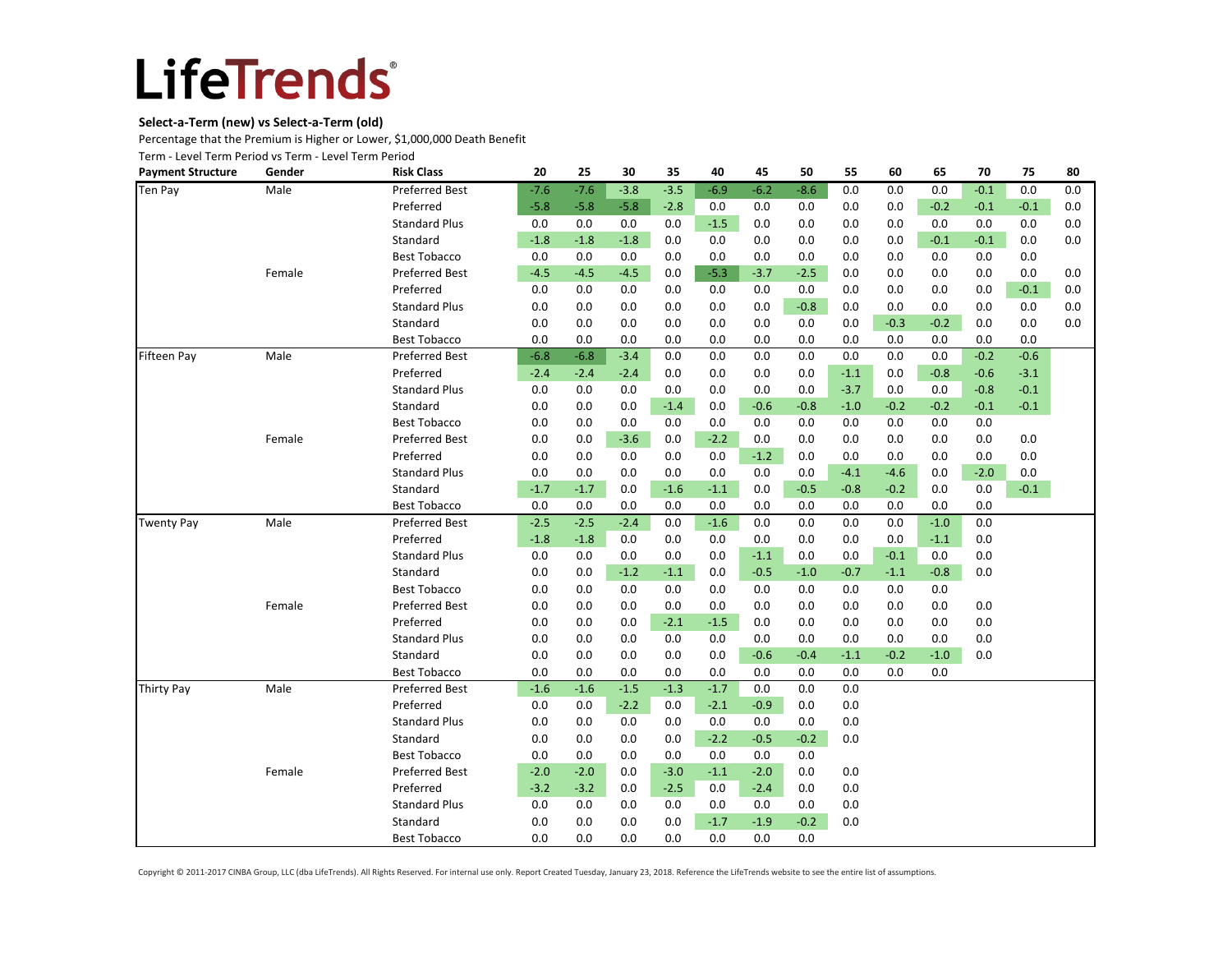# LifeTrends®

**Select-a-Term (new) vs Select-a-Term (old)**

Percentage that the Premium is Higher or Lower, $1,000,000 Death Benefit

Term - Level Term Period vs Term - Level Term Period

| Payment Structure | Gender | Risk Class | 20 | 25 | 30 | 35 | 40 | 45 | 50 | 55 | 60 | 65 | 70 | 75 | 80 |
|---|---|---|---|---|---|---|---|---|---|---|---|---|---|---|---|
| Ten Pay | Male | Preferred Best | -7.6 | -7.6 | -3.8 | -3.5 | -6.9 | -6.2 | -8.6 | 0.0 | 0.0 | 0.0 | -0.1 | 0.0 | 0.0 |
| | | Preferred | -5.8 | -5.8 | -5.8 | -2.8 | 0.0 | 0.0 | 0.0 | 0.0 | 0.0 | -0.2 | -0.1 | -0.1 | 0.0 |
| | | Standard Plus | 0.0 | 0.0 | 0.0 | 0.0 | -1.5 | 0.0 | 0.0 | 0.0 | 0.0 | 0.0 | 0.0 | 0.0 | 0.0 |
| | | Standard | -1.8 | -1.8 | -1.8 | 0.0 | 0.0 | 0.0 | 0.0 | 0.0 | 0.0 | -0.1 | -0.1 | 0.0 | 0.0 |
| | | Best Tobacco | 0.0 | 0.0 | 0.0 | 0.0 | 0.0 | 0.0 | 0.0 | 0.0 | 0.0 | 0.0 | 0.0 | 0.0 | |
| | Female | Preferred Best | -4.5 | -4.5 | -4.5 | 0.0 | -5.3 | -3.7 | -2.5 | 0.0 | 0.0 | 0.0 | 0.0 | 0.0 | 0.0 |
| | | Preferred | 0.0 | 0.0 | 0.0 | 0.0 | 0.0 | 0.0 | 0.0 | 0.0 | 0.0 | 0.0 | 0.0 | -0.1 | 0.0 |
| | | Standard Plus | 0.0 | 0.0 | 0.0 | 0.0 | 0.0 | 0.0 | -0.8 | 0.0 | 0.0 | 0.0 | 0.0 | 0.0 | 0.0 |
| | | Standard | 0.0 | 0.0 | 0.0 | 0.0 | 0.0 | 0.0 | 0.0 | 0.0 | -0.3 | -0.2 | 0.0 | 0.0 | 0.0 |
| | | Best Tobacco | 0.0 | 0.0 | 0.0 | 0.0 | 0.0 | 0.0 | 0.0 | 0.0 | 0.0 | 0.0 | 0.0 | 0.0 | |
| Fifteen Pay | Male | Preferred Best | -6.8 | -6.8 | -3.4 | 0.0 | 0.0 | 0.0 | 0.0 | 0.0 | 0.0 | 0.0 | -0.2 | -0.6 | |
| | | Preferred | -2.4 | -2.4 | -2.4 | 0.0 | 0.0 | 0.0 | 0.0 | -1.1 | 0.0 | -0.8 | -0.6 | -3.1 | |
| | | Standard Plus | 0.0 | 0.0 | 0.0 | 0.0 | 0.0 | 0.0 | 0.0 | -3.7 | 0.0 | 0.0 | -0.8 | -0.1 | |
| | | Standard | 0.0 | 0.0 | 0.0 | -1.4 | 0.0 | -0.6 | -0.8 | -1.0 | -0.2 | -0.2 | -0.1 | -0.1 | |
| | | Best Tobacco | 0.0 | 0.0 | 0.0 | 0.0 | 0.0 | 0.0 | 0.0 | 0.0 | 0.0 | 0.0 | 0.0 | | |
| | Female | Preferred Best | 0.0 | 0.0 | -3.6 | 0.0 | -2.2 | 0.0 | 0.0 | 0.0 | 0.0 | 0.0 | 0.0 | 0.0 | |
| | | Preferred | 0.0 | 0.0 | 0.0 | 0.0 | 0.0 | -1.2 | 0.0 | 0.0 | 0.0 | 0.0 | 0.0 | 0.0 | |
| | | Standard Plus | 0.0 | 0.0 | 0.0 | 0.0 | 0.0 | 0.0 | 0.0 | -4.1 | -4.6 | 0.0 | -2.0 | 0.0 | |
| | | Standard | -1.7 | -1.7 | 0.0 | -1.6 | -1.1 | 0.0 | -0.5 | -0.8 | -0.2 | 0.0 | 0.0 | -0.1 | |
| | | Best Tobacco | 0.0 | 0.0 | 0.0 | 0.0 | 0.0 | 0.0 | 0.0 | 0.0 | 0.0 | 0.0 | 0.0 | | |
| Twenty Pay | Male | Preferred Best | -2.5 | -2.5 | -2.4 | 0.0 | -1.6 | 0.0 | 0.0 | 0.0 | 0.0 | -1.0 | 0.0 | | |
| | | Preferred | -1.8 | -1.8 | 0.0 | 0.0 | 0.0 | 0.0 | 0.0 | 0.0 | 0.0 | -1.1 | 0.0 | | |
| | | Standard Plus | 0.0 | 0.0 | 0.0 | 0.0 | 0.0 | -1.1 | 0.0 | 0.0 | -0.1 | 0.0 | 0.0 | | |
| | | Standard | 0.0 | 0.0 | -1.2 | -1.1 | 0.0 | -0.5 | -1.0 | -0.7 | -1.1 | -0.8 | 0.0 | | |
| | | Best Tobacco | 0.0 | 0.0 | 0.0 | 0.0 | 0.0 | 0.0 | 0.0 | 0.0 | 0.0 | 0.0 | | | |
| | Female | Preferred Best | 0.0 | 0.0 | 0.0 | 0.0 | 0.0 | 0.0 | 0.0 | 0.0 | 0.0 | 0.0 | 0.0 | | |
| | | Preferred | 0.0 | 0.0 | 0.0 | -2.1 | -1.5 | 0.0 | 0.0 | 0.0 | 0.0 | 0.0 | 0.0 | | |
| | | Standard Plus | 0.0 | 0.0 | 0.0 | 0.0 | 0.0 | 0.0 | 0.0 | 0.0 | 0.0 | 0.0 | 0.0 | | |
| | | Standard | 0.0 | 0.0 | 0.0 | 0.0 | 0.0 | -0.6 | -0.4 | -1.1 | -0.2 | -1.0 | 0.0 | | |
| | | Best Tobacco | 0.0 | 0.0 | 0.0 | 0.0 | 0.0 | 0.0 | 0.0 | 0.0 | 0.0 | 0.0 | | | |
| Thirty Pay | Male | Preferred Best | -1.6 | -1.6 | -1.5 | -1.3 | -1.7 | 0.0 | 0.0 | 0.0 | | | | | |
| | | Preferred | 0.0 | 0.0 | -2.2 | 0.0 | -2.1 | -0.9 | 0.0 | 0.0 | | | | | |
| | | Standard Plus | 0.0 | 0.0 | 0.0 | 0.0 | 0.0 | 0.0 | 0.0 | 0.0 | | | | | |
| | | Standard | 0.0 | 0.0 | 0.0 | 0.0 | -2.2 | -0.5 | -0.2 | 0.0 | | | | | |
| | | Best Tobacco | 0.0 | 0.0 | 0.0 | 0.0 | 0.0 | 0.0 | 0.0 | | | | | | |
| | Female | Preferred Best | -2.0 | -2.0 | 0.0 | -3.0 | -1.1 | -2.0 | 0.0 | 0.0 | | | | | |
| | | Preferred | -3.2 | -3.2 | 0.0 | -2.5 | 0.0 | -2.4 | 0.0 | 0.0 | | | | | |
| | | Standard Plus | 0.0 | 0.0 | 0.0 | 0.0 | 0.0 | 0.0 | 0.0 | 0.0 | | | | | |
| | | Standard | 0.0 | 0.0 | 0.0 | 0.0 | -1.7 | -1.9 | -0.2 | 0.0 | | | | | |
| | | Best Tobacco | 0.0 | 0.0 | 0.0 | 0.0 | 0.0 | 0.0 | 0.0 | | | | | | |

Copyright © 2011-2017 CINBA Group, LLC (dba LifeTrends). All Rights Reserved. For internal use only. Report Created Tuesday, January 23, 2018. Reference the LifeTrends website to see the entire list of assumptions.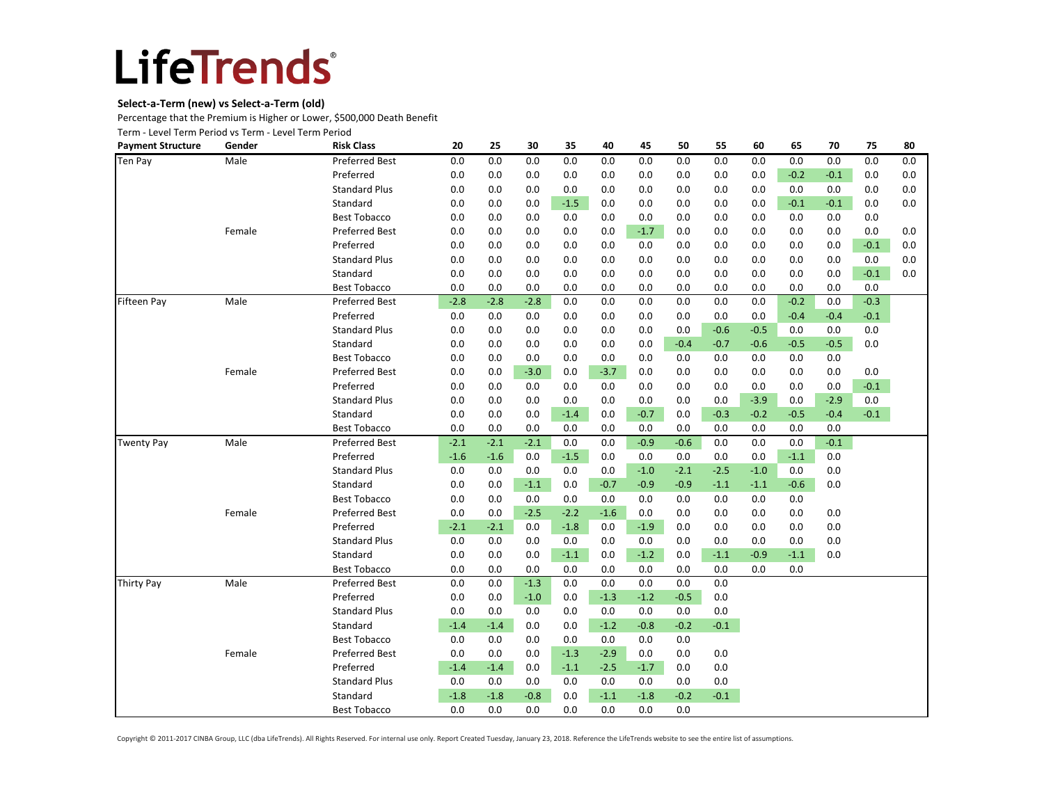# LifeTrends®

**Select-a-Term (new) vs Select-a-Term (old)**

Percentage that the Premium is Higher or Lower, $500,000 Death Benefit

Term - Level Term Period vs Term - Level Term Period

| Payment Structure | Gender | Risk Class | 20 | 25 | 30 | 35 | 40 | 45 | 50 | 55 | 60 | 65 | 70 | 75 | 80 |
|---|---|---|---|---|---|---|---|---|---|---|---|---|---|---|---|
| Ten Pay | Male | Preferred Best | 0.0 | 0.0 | 0.0 | 0.0 | 0.0 | 0.0 | 0.0 | 0.0 | 0.0 | 0.0 | 0.0 | 0.0 | 0.0 |
| | | Preferred | 0.0 | 0.0 | 0.0 | 0.0 | 0.0 | 0.0 | 0.0 | 0.0 | 0.0 | -0.2 | -0.1 | 0.0 | 0.0 |
| | | Standard Plus | 0.0 | 0.0 | 0.0 | 0.0 | 0.0 | 0.0 | 0.0 | 0.0 | 0.0 | 0.0 | 0.0 | 0.0 | 0.0 |
| | | Standard | 0.0 | 0.0 | 0.0 | -1.5 | 0.0 | 0.0 | 0.0 | 0.0 | 0.0 | -0.1 | -0.1 | 0.0 | 0.0 |
| | | Best Tobacco | 0.0 | 0.0 | 0.0 | 0.0 | 0.0 | 0.0 | 0.0 | 0.0 | 0.0 | 0.0 | 0.0 | 0.0 | |
| | Female | Preferred Best | 0.0 | 0.0 | 0.0 | 0.0 | 0.0 | -1.7 | 0.0 | 0.0 | 0.0 | 0.0 | 0.0 | 0.0 | 0.0 |
| | | Preferred | 0.0 | 0.0 | 0.0 | 0.0 | 0.0 | 0.0 | 0.0 | 0.0 | 0.0 | 0.0 | 0.0 | -0.1 | 0.0 |
| | | Standard Plus | 0.0 | 0.0 | 0.0 | 0.0 | 0.0 | 0.0 | 0.0 | 0.0 | 0.0 | 0.0 | 0.0 | 0.0 | 0.0 |
| | | Standard | 0.0 | 0.0 | 0.0 | 0.0 | 0.0 | 0.0 | 0.0 | 0.0 | 0.0 | 0.0 | 0.0 | -0.1 | 0.0 |
| | | Best Tobacco | 0.0 | 0.0 | 0.0 | 0.0 | 0.0 | 0.0 | 0.0 | 0.0 | 0.0 | 0.0 | 0.0 | 0.0 | |
| Fifteen Pay | Male | Preferred Best | -2.8 | -2.8 | -2.8 | 0.0 | 0.0 | 0.0 | 0.0 | 0.0 | 0.0 | -0.2 | 0.0 | -0.3 | |
| | | Preferred | 0.0 | 0.0 | 0.0 | 0.0 | 0.0 | 0.0 | 0.0 | 0.0 | 0.0 | -0.4 | -0.4 | -0.1 | |
| | | Standard Plus | 0.0 | 0.0 | 0.0 | 0.0 | 0.0 | 0.0 | 0.0 | -0.6 | -0.5 | 0.0 | 0.0 | 0.0 | |
| | | Standard | 0.0 | 0.0 | 0.0 | 0.0 | 0.0 | 0.0 | -0.4 | -0.7 | -0.6 | -0.5 | -0.5 | 0.0 | |
| | | Best Tobacco | 0.0 | 0.0 | 0.0 | 0.0 | 0.0 | 0.0 | 0.0 | 0.0 | 0.0 | 0.0 | 0.0 | | |
| | Female | Preferred Best | 0.0 | 0.0 | -3.0 | 0.0 | -3.7 | 0.0 | 0.0 | 0.0 | 0.0 | 0.0 | 0.0 | 0.0 | |
| | | Preferred | 0.0 | 0.0 | 0.0 | 0.0 | 0.0 | 0.0 | 0.0 | 0.0 | 0.0 | 0.0 | 0.0 | -0.1 | |
| | | Standard Plus | 0.0 | 0.0 | 0.0 | 0.0 | 0.0 | 0.0 | 0.0 | 0.0 | -3.9 | 0.0 | -2.9 | 0.0 | |
| | | Standard | 0.0 | 0.0 | 0.0 | -1.4 | 0.0 | -0.7 | 0.0 | -0.3 | -0.2 | -0.5 | -0.4 | -0.1 | |
| | | Best Tobacco | 0.0 | 0.0 | 0.0 | 0.0 | 0.0 | 0.0 | 0.0 | 0.0 | 0.0 | 0.0 | 0.0 | | |
| Twenty Pay | Male | Preferred Best | -2.1 | -2.1 | -2.1 | 0.0 | 0.0 | -0.9 | -0.6 | 0.0 | 0.0 | 0.0 | -0.1 | | |
| | | Preferred | -1.6 | -1.6 | 0.0 | -1.5 | 0.0 | 0.0 | 0.0 | 0.0 | 0.0 | -1.1 | 0.0 | | |
| | | Standard Plus | 0.0 | 0.0 | 0.0 | 0.0 | 0.0 | -1.0 | -2.1 | -2.5 | -1.0 | 0.0 | 0.0 | | |
| | | Standard | 0.0 | 0.0 | -1.1 | 0.0 | -0.7 | -0.9 | -0.9 | -1.1 | -1.1 | -0.6 | 0.0 | | |
| | | Best Tobacco | 0.0 | 0.0 | 0.0 | 0.0 | 0.0 | 0.0 | 0.0 | 0.0 | 0.0 | 0.0 | | | |
| | Female | Preferred Best | 0.0 | 0.0 | -2.5 | -2.2 | -1.6 | 0.0 | 0.0 | 0.0 | 0.0 | 0.0 | 0.0 | | |
| | | Preferred | -2.1 | -2.1 | 0.0 | -1.8 | 0.0 | -1.9 | 0.0 | 0.0 | 0.0 | 0.0 | 0.0 | | |
| | | Standard Plus | 0.0 | 0.0 | 0.0 | 0.0 | 0.0 | 0.0 | 0.0 | 0.0 | 0.0 | 0.0 | 0.0 | | |
| | | Standard | 0.0 | 0.0 | 0.0 | -1.1 | 0.0 | -1.2 | 0.0 | -1.1 | -0.9 | -1.1 | 0.0 | | |
| | | Best Tobacco | 0.0 | 0.0 | 0.0 | 0.0 | 0.0 | 0.0 | 0.0 | 0.0 | 0.0 | 0.0 | | | |
| Thirty Pay | Male | Preferred Best | 0.0 | 0.0 | -1.3 | 0.0 | 0.0 | 0.0 | 0.0 | 0.0 | | | | | |
| | | Preferred | 0.0 | 0.0 | -1.0 | 0.0 | -1.3 | -1.2 | -0.5 | 0.0 | | | | | |
| | | Standard Plus | 0.0 | 0.0 | 0.0 | 0.0 | 0.0 | 0.0 | 0.0 | 0.0 | | | | | |
| | | Standard | -1.4 | -1.4 | 0.0 | 0.0 | -1.2 | -0.8 | -0.2 | -0.1 | | | | | |
| | | Best Tobacco | 0.0 | 0.0 | 0.0 | 0.0 | 0.0 | 0.0 | 0.0 | | | | | | |
| | Female | Preferred Best | 0.0 | 0.0 | 0.0 | -1.3 | -2.9 | 0.0 | 0.0 | 0.0 | | | | | |
| | | Preferred | -1.4 | -1.4 | 0.0 | -1.1 | -2.5 | -1.7 | 0.0 | 0.0 | | | | | |
| | | Standard Plus | 0.0 | 0.0 | 0.0 | 0.0 | 0.0 | 0.0 | 0.0 | 0.0 | | | | | |
| | | Standard | -1.8 | -1.8 | -0.8 | 0.0 | -1.1 | -1.8 | -0.2 | -0.1 | | | | | |
| | | Best Tobacco | 0.0 | 0.0 | 0.0 | 0.0 | 0.0 | 0.0 | 0.0 | | | | | | |

Copyright © 2011-2017 CINBA Group, LLC (dba LifeTrends). All Rights Reserved. For internal use only. Report Created Tuesday, January 23, 2018. Reference the LifeTrends website to see the entire list of assumptions.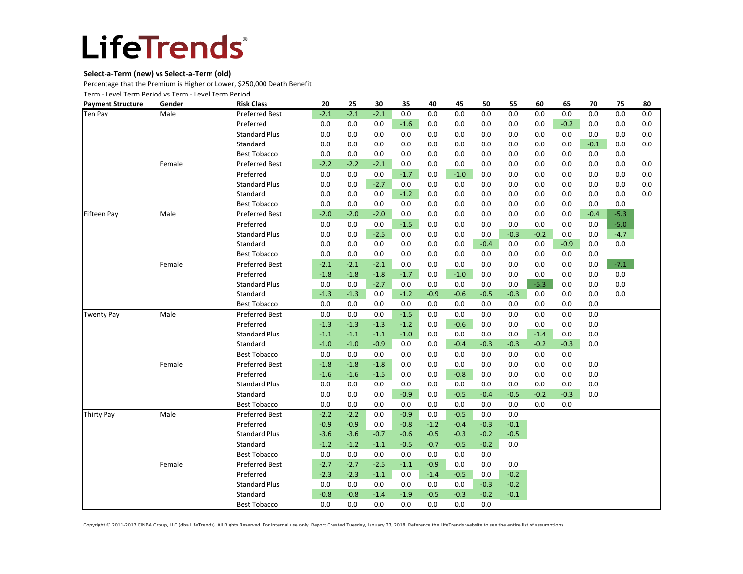# LifeTrends®

**Select-a-Term (new) vs Select-a-Term (old)**

Percentage that the Premium is Higher or Lower, $250,000 Death Benefit

Term - Level Term Period vs Term - Level Term Period

| Payment Structure | Gender | Risk Class | 20 | 25 | 30 | 35 | 40 | 45 | 50 | 55 | 60 | 65 | 70 | 75 | 80 |
|---|---|---|---|---|---|---|---|---|---|---|---|---|---|---|---|
| Ten Pay | Male | Preferred Best | -2.1 | -2.1 | -2.1 | 0.0 | 0.0 | 0.0 | 0.0 | 0.0 | 0.0 | 0.0 | 0.0 | 0.0 | 0.0 |
| | | Preferred | 0.0 | 0.0 | 0.0 | -1.6 | 0.0 | 0.0 | 0.0 | 0.0 | 0.0 | -0.2 | 0.0 | 0.0 | 0.0 |
| | | Standard Plus | 0.0 | 0.0 | 0.0 | 0.0 | 0.0 | 0.0 | 0.0 | 0.0 | 0.0 | 0.0 | 0.0 | 0.0 | 0.0 |
| | | Standard | 0.0 | 0.0 | 0.0 | 0.0 | 0.0 | 0.0 | 0.0 | 0.0 | 0.0 | 0.0 | -0.1 | 0.0 | 0.0 |
| | | Best Tobacco | 0.0 | 0.0 | 0.0 | 0.0 | 0.0 | 0.0 | 0.0 | 0.0 | 0.0 | 0.0 | 0.0 | 0.0 | |
| | Female | Preferred Best | -2.2 | -2.2 | -2.1 | 0.0 | 0.0 | 0.0 | 0.0 | 0.0 | 0.0 | 0.0 | 0.0 | 0.0 | 0.0 |
| | | Preferred | 0.0 | 0.0 | 0.0 | -1.7 | 0.0 | -1.0 | 0.0 | 0.0 | 0.0 | 0.0 | 0.0 | 0.0 | 0.0 |
| | | Standard Plus | 0.0 | 0.0 | -2.7 | 0.0 | 0.0 | 0.0 | 0.0 | 0.0 | 0.0 | 0.0 | 0.0 | 0.0 | 0.0 |
| | | Standard | 0.0 | 0.0 | 0.0 | -1.2 | 0.0 | 0.0 | 0.0 | 0.0 | 0.0 | 0.0 | 0.0 | 0.0 | 0.0 |
| | | Best Tobacco | 0.0 | 0.0 | 0.0 | 0.0 | 0.0 | 0.0 | 0.0 | 0.0 | 0.0 | 0.0 | 0.0 | 0.0 | |
| Fifteen Pay | Male | Preferred Best | -2.0 | -2.0 | -2.0 | 0.0 | 0.0 | 0.0 | 0.0 | 0.0 | 0.0 | 0.0 | -0.4 | -5.3 | |
| | | Preferred | 0.0 | 0.0 | 0.0 | -1.5 | 0.0 | 0.0 | 0.0 | 0.0 | 0.0 | 0.0 | 0.0 | -5.0 | |
| | | Standard Plus | 0.0 | 0.0 | -2.5 | 0.0 | 0.0 | 0.0 | 0.0 | -0.3 | -0.2 | 0.0 | 0.0 | -4.7 | |
| | | Standard | 0.0 | 0.0 | 0.0 | 0.0 | 0.0 | 0.0 | -0.4 | 0.0 | 0.0 | -0.9 | 0.0 | 0.0 | |
| | | Best Tobacco | 0.0 | 0.0 | 0.0 | 0.0 | 0.0 | 0.0 | 0.0 | 0.0 | 0.0 | 0.0 | 0.0 | | |
| | Female | Preferred Best | -2.1 | -2.1 | -2.1 | 0.0 | 0.0 | 0.0 | 0.0 | 0.0 | 0.0 | 0.0 | 0.0 | -7.1 | |
| | | Preferred | -1.8 | -1.8 | -1.8 | -1.7 | 0.0 | -1.0 | 0.0 | 0.0 | 0.0 | 0.0 | 0.0 | 0.0 | |
| | | Standard Plus | 0.0 | 0.0 | -2.7 | 0.0 | 0.0 | 0.0 | 0.0 | 0.0 | -5.3 | 0.0 | 0.0 | 0.0 | |
| | | Standard | -1.3 | -1.3 | 0.0 | -1.2 | -0.9 | -0.6 | -0.5 | -0.3 | 0.0 | 0.0 | 0.0 | 0.0 | |
| | | Best Tobacco | 0.0 | 0.0 | 0.0 | 0.0 | 0.0 | 0.0 | 0.0 | 0.0 | 0.0 | 0.0 | 0.0 | | |
| Twenty Pay | Male | Preferred Best | 0.0 | 0.0 | 0.0 | -1.5 | 0.0 | 0.0 | 0.0 | 0.0 | 0.0 | 0.0 | 0.0 | | |
| | | Preferred | -1.3 | -1.3 | -1.3 | -1.2 | 0.0 | -0.6 | 0.0 | 0.0 | 0.0 | 0.0 | 0.0 | | |
| | | Standard Plus | -1.1 | -1.1 | -1.1 | -1.0 | 0.0 | 0.0 | 0.0 | 0.0 | -1.4 | 0.0 | 0.0 | | |
| | | Standard | -1.0 | -1.0 | -0.9 | 0.0 | 0.0 | -0.4 | -0.3 | -0.3 | -0.2 | -0.3 | 0.0 | | |
| | | Best Tobacco | 0.0 | 0.0 | 0.0 | 0.0 | 0.0 | 0.0 | 0.0 | 0.0 | 0.0 | 0.0 | | | |
| | Female | Preferred Best | -1.8 | -1.8 | -1.8 | 0.0 | 0.0 | 0.0 | 0.0 | 0.0 | 0.0 | 0.0 | 0.0 | | |
| | | Preferred | -1.6 | -1.6 | -1.5 | 0.0 | 0.0 | -0.8 | 0.0 | 0.0 | 0.0 | 0.0 | 0.0 | | |
| | | Standard Plus | 0.0 | 0.0 | 0.0 | 0.0 | 0.0 | 0.0 | 0.0 | 0.0 | 0.0 | 0.0 | 0.0 | | |
| | | Standard | 0.0 | 0.0 | 0.0 | -0.9 | 0.0 | -0.5 | -0.4 | -0.5 | -0.2 | -0.3 | 0.0 | | |
| | | Best Tobacco | 0.0 | 0.0 | 0.0 | 0.0 | 0.0 | 0.0 | 0.0 | 0.0 | 0.0 | 0.0 | | | |
| Thirty Pay | Male | Preferred Best | -2.2 | -2.2 | 0.0 | -0.9 | 0.0 | -0.5 | 0.0 | 0.0 | | | | | |
| | | Preferred | -0.9 | -0.9 | 0.0 | -0.8 | -1.2 | -0.4 | -0.3 | -0.1 | | | | | |
| | | Standard Plus | -3.6 | -3.6 | -0.7 | -0.6 | -0.5 | -0.3 | -0.2 | -0.5 | | | | | |
| | | Standard | -1.2 | -1.2 | -1.1 | -0.5 | -0.7 | -0.5 | -0.2 | 0.0 | | | | | |
| | | Best Tobacco | 0.0 | 0.0 | 0.0 | 0.0 | 0.0 | 0.0 | 0.0 | | | | | | |
| | Female | Preferred Best | -2.7 | -2.7 | -2.5 | -1.1 | -0.9 | 0.0 | 0.0 | 0.0 | | | | | |
| | | Preferred | -2.3 | -2.3 | -1.1 | 0.0 | -1.4 | -0.5 | 0.0 | -0.2 | | | | | |
| | | Standard Plus | 0.0 | 0.0 | 0.0 | 0.0 | 0.0 | 0.0 | -0.3 | -0.2 | | | | | |
| | | Standard | -0.8 | -0.8 | -1.4 | -1.9 | -0.5 | -0.3 | -0.2 | -0.1 | | | | | |
| | | Best Tobacco | 0.0 | 0.0 | 0.0 | 0.0 | 0.0 | 0.0 | 0.0 | | | | | | |

Copyright © 2011-2017 CINBA Group, LLC (dba LifeTrends). All Rights Reserved. For internal use only. Report Created Tuesday, January 23, 2018. Reference the LifeTrends website to see the entire list of assumptions.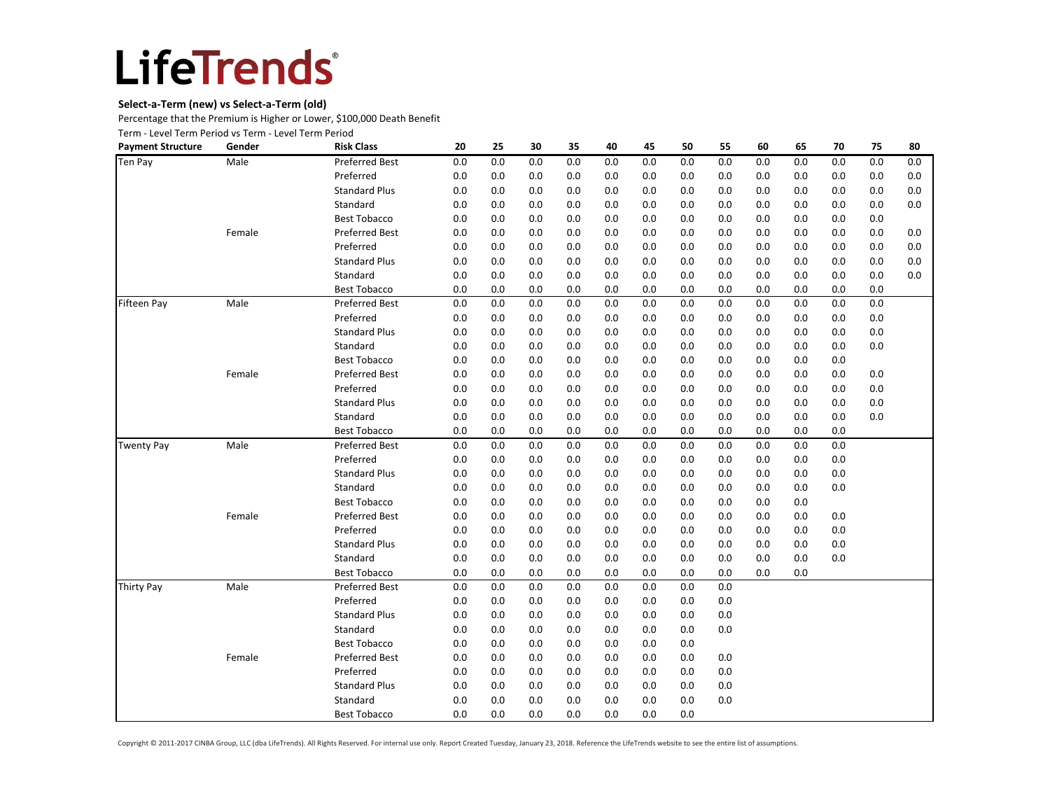# LifeTrends®

**Select-a-Term (new) vs Select-a-Term (old)**

Percentage that the Premium is Higher or Lower, $100,000 Death Benefit

Term - Level Term Period vs Term - Level Term Period

| Payment Structure | Gender | Risk Class | 20 | 25 | 30 | 35 | 40 | 45 | 50 | 55 | 60 | 65 | 70 | 75 | 80 |
|---|---|---|---|---|---|---|---|---|---|---|---|---|---|---|---|
| Ten Pay | Male | Preferred Best | 0.0 | 0.0 | 0.0 | 0.0 | 0.0 | 0.0 | 0.0 | 0.0 | 0.0 | 0.0 | 0.0 | 0.0 | 0.0 |
| | | Preferred | 0.0 | 0.0 | 0.0 | 0.0 | 0.0 | 0.0 | 0.0 | 0.0 | 0.0 | 0.0 | 0.0 | 0.0 | 0.0 |
| | | Standard Plus | 0.0 | 0.0 | 0.0 | 0.0 | 0.0 | 0.0 | 0.0 | 0.0 | 0.0 | 0.0 | 0.0 | 0.0 | 0.0 |
| | | Standard | 0.0 | 0.0 | 0.0 | 0.0 | 0.0 | 0.0 | 0.0 | 0.0 | 0.0 | 0.0 | 0.0 | 0.0 | 0.0 |
| | | Best Tobacco | 0.0 | 0.0 | 0.0 | 0.0 | 0.0 | 0.0 | 0.0 | 0.0 | 0.0 | 0.0 | 0.0 | 0.0 | |
| | Female | Preferred Best | 0.0 | 0.0 | 0.0 | 0.0 | 0.0 | 0.0 | 0.0 | 0.0 | 0.0 | 0.0 | 0.0 | 0.0 | 0.0 |
| | | Preferred | 0.0 | 0.0 | 0.0 | 0.0 | 0.0 | 0.0 | 0.0 | 0.0 | 0.0 | 0.0 | 0.0 | 0.0 | 0.0 |
| | | Standard Plus | 0.0 | 0.0 | 0.0 | 0.0 | 0.0 | 0.0 | 0.0 | 0.0 | 0.0 | 0.0 | 0.0 | 0.0 | 0.0 |
| | | Standard | 0.0 | 0.0 | 0.0 | 0.0 | 0.0 | 0.0 | 0.0 | 0.0 | 0.0 | 0.0 | 0.0 | 0.0 | 0.0 |
| | | Best Tobacco | 0.0 | 0.0 | 0.0 | 0.0 | 0.0 | 0.0 | 0.0 | 0.0 | 0.0 | 0.0 | 0.0 | 0.0 | |
| Fifteen Pay | Male | Preferred Best | 0.0 | 0.0 | 0.0 | 0.0 | 0.0 | 0.0 | 0.0 | 0.0 | 0.0 | 0.0 | 0.0 | 0.0 | |
| | | Preferred | 0.0 | 0.0 | 0.0 | 0.0 | 0.0 | 0.0 | 0.0 | 0.0 | 0.0 | 0.0 | 0.0 | 0.0 | |
| | | Standard Plus | 0.0 | 0.0 | 0.0 | 0.0 | 0.0 | 0.0 | 0.0 | 0.0 | 0.0 | 0.0 | 0.0 | 0.0 | |
| | | Standard | 0.0 | 0.0 | 0.0 | 0.0 | 0.0 | 0.0 | 0.0 | 0.0 | 0.0 | 0.0 | 0.0 | 0.0 | |
| | | Best Tobacco | 0.0 | 0.0 | 0.0 | 0.0 | 0.0 | 0.0 | 0.0 | 0.0 | 0.0 | 0.0 | 0.0 | | |
| | Female | Preferred Best | 0.0 | 0.0 | 0.0 | 0.0 | 0.0 | 0.0 | 0.0 | 0.0 | 0.0 | 0.0 | 0.0 | 0.0 | |
| | | Preferred | 0.0 | 0.0 | 0.0 | 0.0 | 0.0 | 0.0 | 0.0 | 0.0 | 0.0 | 0.0 | 0.0 | 0.0 | |
| | | Standard Plus | 0.0 | 0.0 | 0.0 | 0.0 | 0.0 | 0.0 | 0.0 | 0.0 | 0.0 | 0.0 | 0.0 | 0.0 | |
| | | Standard | 0.0 | 0.0 | 0.0 | 0.0 | 0.0 | 0.0 | 0.0 | 0.0 | 0.0 | 0.0 | 0.0 | 0.0 | |
| | | Best Tobacco | 0.0 | 0.0 | 0.0 | 0.0 | 0.0 | 0.0 | 0.0 | 0.0 | 0.0 | 0.0 | 0.0 | | |
| Twenty Pay | Male | Preferred Best | 0.0 | 0.0 | 0.0 | 0.0 | 0.0 | 0.0 | 0.0 | 0.0 | 0.0 | 0.0 | 0.0 | | |
| | | Preferred | 0.0 | 0.0 | 0.0 | 0.0 | 0.0 | 0.0 | 0.0 | 0.0 | 0.0 | 0.0 | 0.0 | | |
| | | Standard Plus | 0.0 | 0.0 | 0.0 | 0.0 | 0.0 | 0.0 | 0.0 | 0.0 | 0.0 | 0.0 | 0.0 | | |
| | | Standard | 0.0 | 0.0 | 0.0 | 0.0 | 0.0 | 0.0 | 0.0 | 0.0 | 0.0 | 0.0 | 0.0 | | |
| | | Best Tobacco | 0.0 | 0.0 | 0.0 | 0.0 | 0.0 | 0.0 | 0.0 | 0.0 | 0.0 | 0.0 | | | |
| | Female | Preferred Best | 0.0 | 0.0 | 0.0 | 0.0 | 0.0 | 0.0 | 0.0 | 0.0 | 0.0 | 0.0 | 0.0 | | |
| | | Preferred | 0.0 | 0.0 | 0.0 | 0.0 | 0.0 | 0.0 | 0.0 | 0.0 | 0.0 | 0.0 | 0.0 | | |
| | | Standard Plus | 0.0 | 0.0 | 0.0 | 0.0 | 0.0 | 0.0 | 0.0 | 0.0 | 0.0 | 0.0 | 0.0 | | |
| | | Standard | 0.0 | 0.0 | 0.0 | 0.0 | 0.0 | 0.0 | 0.0 | 0.0 | 0.0 | 0.0 | 0.0 | | |
| | | Best Tobacco | 0.0 | 0.0 | 0.0 | 0.0 | 0.0 | 0.0 | 0.0 | 0.0 | 0.0 | 0.0 | | | |
| Thirty Pay | Male | Preferred Best | 0.0 | 0.0 | 0.0 | 0.0 | 0.0 | 0.0 | 0.0 | 0.0 | | | | | |
| | | Preferred | 0.0 | 0.0 | 0.0 | 0.0 | 0.0 | 0.0 | 0.0 | 0.0 | | | | | |
| | | Standard Plus | 0.0 | 0.0 | 0.0 | 0.0 | 0.0 | 0.0 | 0.0 | 0.0 | | | | | |
| | | Standard | 0.0 | 0.0 | 0.0 | 0.0 | 0.0 | 0.0 | 0.0 | 0.0 | | | | | |
| | | Best Tobacco | 0.0 | 0.0 | 0.0 | 0.0 | 0.0 | 0.0 | 0.0 | | | | | | |
| | Female | Preferred Best | 0.0 | 0.0 | 0.0 | 0.0 | 0.0 | 0.0 | 0.0 | 0.0 | | | | | |
| | | Preferred | 0.0 | 0.0 | 0.0 | 0.0 | 0.0 | 0.0 | 0.0 | 0.0 | | | | | |
| | | Standard Plus | 0.0 | 0.0 | 0.0 | 0.0 | 0.0 | 0.0 | 0.0 | 0.0 | | | | | |
| | | Standard | 0.0 | 0.0 | 0.0 | 0.0 | 0.0 | 0.0 | 0.0 | 0.0 | | | | | |
| | | Best Tobacco | 0.0 | 0.0 | 0.0 | 0.0 | 0.0 | 0.0 | 0.0 | | | | | | |

Copyright © 2011-2017 CINBA Group, LLC (dba LifeTrends). All Rights Reserved. For internal use only. Report Created Tuesday, January 23, 2018. Reference the LifeTrends website to see the entire list of assumptions.